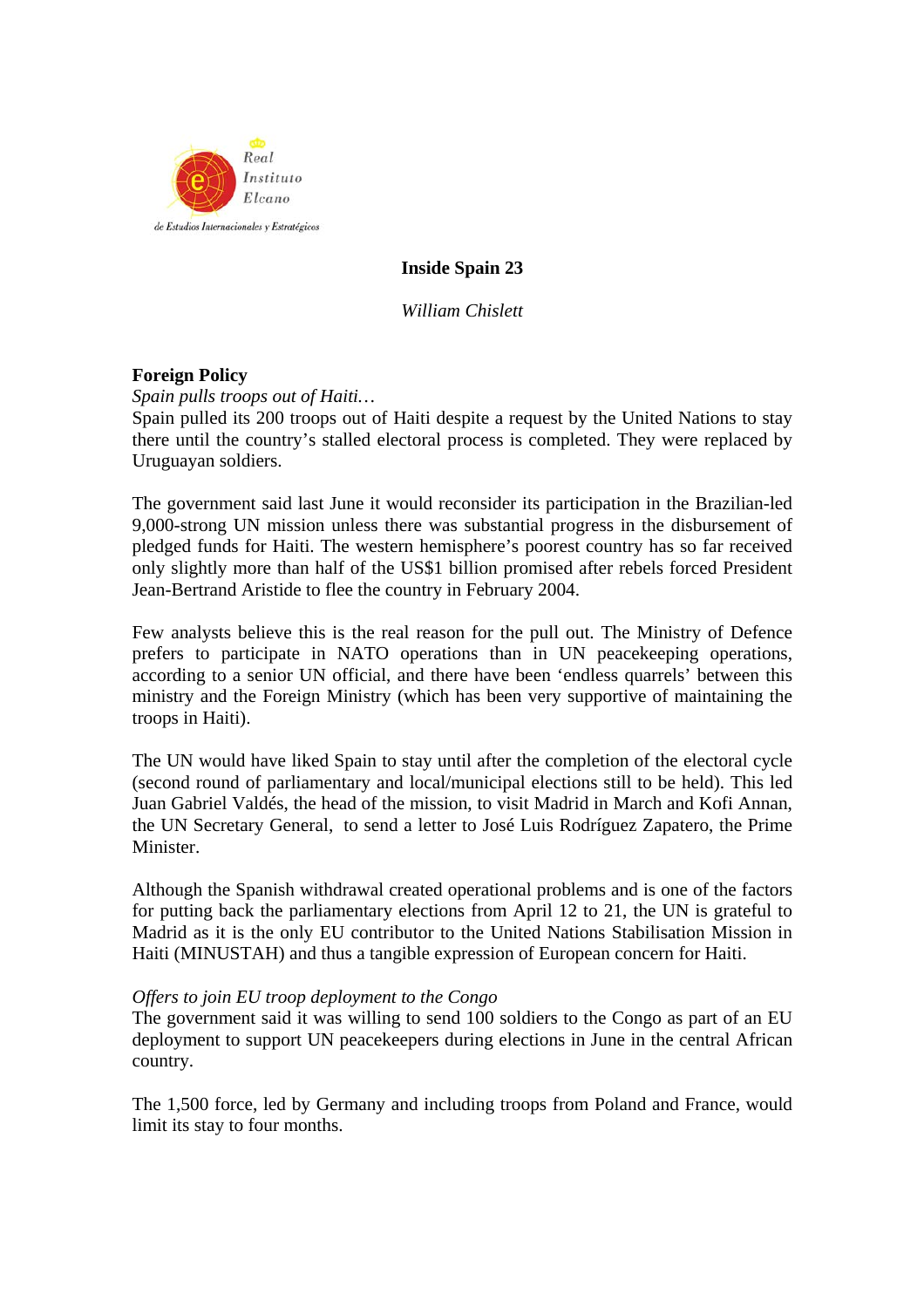Real Instituto Elcano de Estudios Internacionales y Estratégicos

# Inside Spain 23

*William Chislett*

## Foreign Policy

*Spain pulls troops out of Haiti…*

Spain pulled its 200 troops out of Haiti despite a request by the United Nations to stay there until the country's stalled electoral process is completed. They were replaced by Uruguayan soldiers.

The government said last June it would reconsider its participation in the Brazilian-led 9,000-strong UN mission unless there was substantial progress in the disbursement of pledged funds for Haiti. The western hemisphere's poorest country has so far received only slightly more than half of the US$1 billion promised after rebels forced President Jean-Bertrand Aristide to flee the country in February 2004.

Few analysts believe this is the real reason for the pull out. The Ministry of Defence prefers to participate in NATO operations than in UN peacekeeping operations, according to a senior UN official, and there have been 'endless quarrels' between this ministry and the Foreign Ministry (which has been very supportive of maintaining the troops in Haiti).

The UN would have liked Spain to stay until after the completion of the electoral cycle (second round of parliamentary and local/municipal elections still to be held). This led Juan Gabriel Valdés, the head of the mission, to visit Madrid in March and Kofi Annan, the UN Secretary General, to send a letter to José Luis Rodríguez Zapatero, the Prime Minister.

Although the Spanish withdrawal created operational problems and is one of the factors for putting back the parliamentary elections from April 12 to 21, the UN is grateful to Madrid as it is the only EU contributor to the United Nations Stabilisation Mission in Haiti (MINUSTAH) and thus a tangible expression of European concern for Haiti.

*Offers to join EU troop deployment to the Congo*

The government said it was willing to send 100 soldiers to the Congo as part of an EU deployment to support UN peacekeepers during elections in June in the central African country.

The 1,500 force, led by Germany and including troops from Poland and France, would limit its stay to four months.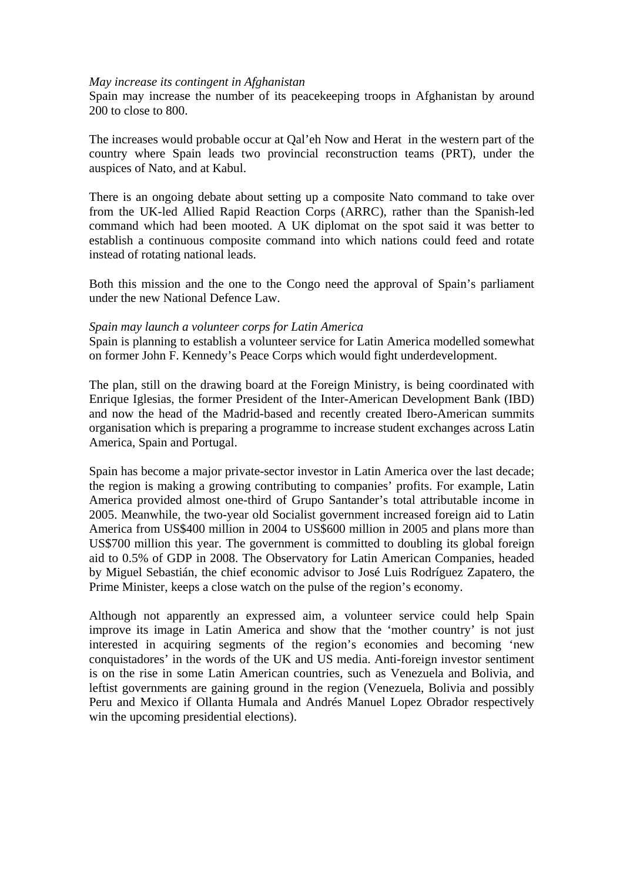*May increase its contingent in Afghanistan*

Spain may increase the number of its peacekeeping troops in Afghanistan by around 200 to close to 800.

The increases would probable occur at Qal'eh Now and Herat in the western part of the country where Spain leads two provincial reconstruction teams (PRT), under the auspices of Nato, and at Kabul.

There is an ongoing debate about setting up a composite Nato command to take over from the UK-led Allied Rapid Reaction Corps (ARRC), rather than the Spanish-led command which had been mooted. A UK diplomat on the spot said it was better to establish a continuous composite command into which nations could feed and rotate instead of rotating national leads.

Both this mission and the one to the Congo need the approval of Spain's parliament under the new National Defence Law.

*Spain may launch a volunteer corps for Latin America*

Spain is planning to establish a volunteer service for Latin America modelled somewhat on former John F. Kennedy's Peace Corps which would fight underdevelopment.

The plan, still on the drawing board at the Foreign Ministry, is being coordinated with Enrique Iglesias, the former President of the Inter-American Development Bank (IBD) and now the head of the Madrid-based and recently created Ibero-American summits organisation which is preparing a programme to increase student exchanges across Latin America, Spain and Portugal.

Spain has become a major private-sector investor in Latin America over the last decade; the region is making a growing contributing to companies' profits. For example, Latin America provided almost one-third of Grupo Santander's total attributable income in 2005. Meanwhile, the two-year old Socialist government increased foreign aid to Latin America from US$400 million in 2004 to US$600 million in 2005 and plans more than US$700 million this year. The government is committed to doubling its global foreign aid to 0.5% of GDP in 2008. The Observatory for Latin American Companies, headed by Miguel Sebastián, the chief economic advisor to José Luis Rodríguez Zapatero, the Prime Minister, keeps a close watch on the pulse of the region's economy.

Although not apparently an expressed aim, a volunteer service could help Spain improve its image in Latin America and show that the 'mother country' is not just interested in acquiring segments of the region's economies and becoming 'new conquistadores' in the words of the UK and US media. Anti-foreign investor sentiment is on the rise in some Latin American countries, such as Venezuela and Bolivia, and leftist governments are gaining ground in the region (Venezuela, Bolivia and possibly Peru and Mexico if Ollanta Humala and Andrés Manuel Lopez Obrador respectively win the upcoming presidential elections).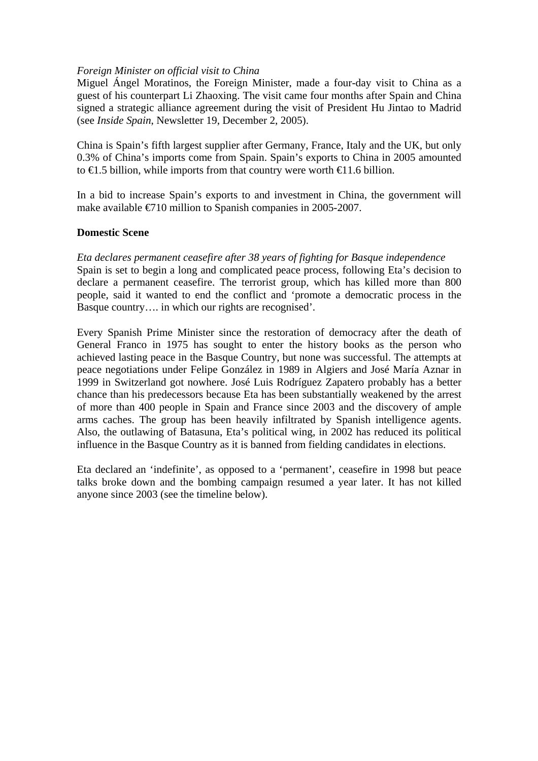*Foreign Minister on official visit to China*

Miguel Ángel Moratinos, the Foreign Minister, made a four-day visit to China as a guest of his counterpart Li Zhaoxing. The visit came four months after Spain and China signed a strategic alliance agreement during the visit of President Hu Jintao to Madrid (see *Inside Spain*, Newsletter 19, December 2, 2005).

China is Spain's fifth largest supplier after Germany, France, Italy and the UK, but only 0.3% of China's imports come from Spain. Spain's exports to China in 2005 amounted to €1.5 billion, while imports from that country were worth €11.6 billion.

In a bid to increase Spain's exports to and investment in China, the government will make available €710 million to Spanish companies in 2005-2007.

**Domestic Scene**

*Eta declares permanent ceasefire after 38 years of fighting for Basque independence*

Spain is set to begin a long and complicated peace process, following Eta's decision to declare a permanent ceasefire. The terrorist group, which has killed more than 800 people, said it wanted to end the conflict and 'promote a democratic process in the Basque country…. in which our rights are recognised'.

Every Spanish Prime Minister since the restoration of democracy after the death of General Franco in 1975 has sought to enter the history books as the person who achieved lasting peace in the Basque Country, but none was successful. The attempts at peace negotiations under Felipe González in 1989 in Algiers and José María Aznar in 1999 in Switzerland got nowhere. José Luis Rodríguez Zapatero probably has a better chance than his predecessors because Eta has been substantially weakened by the arrest of more than 400 people in Spain and France since 2003 and the discovery of ample arms caches. The group has been heavily infiltrated by Spanish intelligence agents. Also, the outlawing of Batasuna, Eta's political wing, in 2002 has reduced its political influence in the Basque Country as it is banned from fielding candidates in elections.

Eta declared an 'indefinite', as opposed to a 'permanent', ceasefire in 1998 but peace talks broke down and the bombing campaign resumed a year later. It has not killed anyone since 2003 (see the timeline below).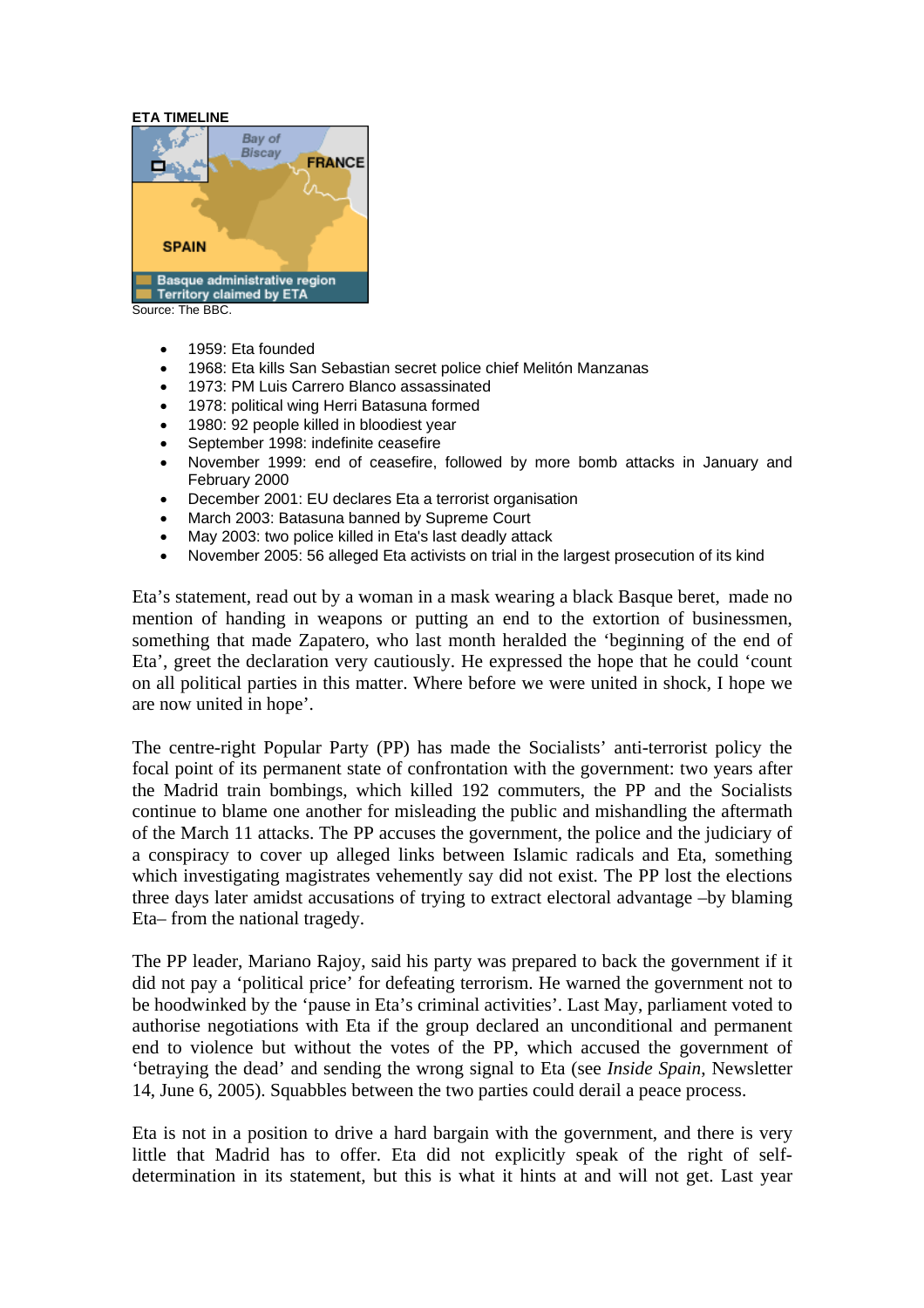**ETA TIMELINE**

Source: The BBC.

- 1959: Eta founded
- 1968: Eta kills San Sebastian secret police chief Melitón Manzanas
- 1973: PM Luis Carrero Blanco assassinated
- 1978: political wing Herri Batasuna formed
- 1980: 92 people killed in bloodiest year
- September 1998: indefinite ceasefire
- November 1999: end of ceasefire, followed by more bomb attacks in January and February 2000
- December 2001: EU declares Eta a terrorist organisation
- March 2003: Batasuna banned by Supreme Court
- May 2003: two police killed in Eta's last deadly attack
- November 2005: 56 alleged Eta activists on trial in the largest prosecution of its kind

Eta's statement, read out by a woman in a mask wearing a black Basque beret, made no mention of handing in weapons or putting an end to the extortion of businessmen, something that made Zapatero, who last month heralded the 'beginning of the end of Eta', greet the declaration very cautiously. He expressed the hope that he could 'count on all political parties in this matter. Where before we were united in shock, I hope we are now united in hope'.

The centre-right Popular Party (PP) has made the Socialists' anti-terrorist policy the focal point of its permanent state of confrontation with the government: two years after the Madrid train bombings, which killed 192 commuters, the PP and the Socialists continue to blame one another for misleading the public and mishandling the aftermath of the March 11 attacks. The PP accuses the government, the police and the judiciary of a conspiracy to cover up alleged links between Islamic radicals and Eta, something which investigating magistrates vehemently say did not exist. The PP lost the elections three days later amidst accusations of trying to extract electoral advantage –by blaming Eta– from the national tragedy.

The PP leader, Mariano Rajoy, said his party was prepared to back the government if it did not pay a 'political price' for defeating terrorism. He warned the government not to be hoodwinked by the 'pause in Eta's criminal activities'. Last May, parliament voted to authorise negotiations with Eta if the group declared an unconditional and permanent end to violence but without the votes of the PP, which accused the government of 'betraying the dead' and sending the wrong signal to Eta (see *Inside Spain*, Newsletter 14, June 6, 2005). Squabbles between the two parties could derail a peace process.

Eta is not in a position to drive a hard bargain with the government, and there is very little that Madrid has to offer. Eta did not explicitly speak of the right of self-determination in its statement, but this is what it hints at and will not get. Last year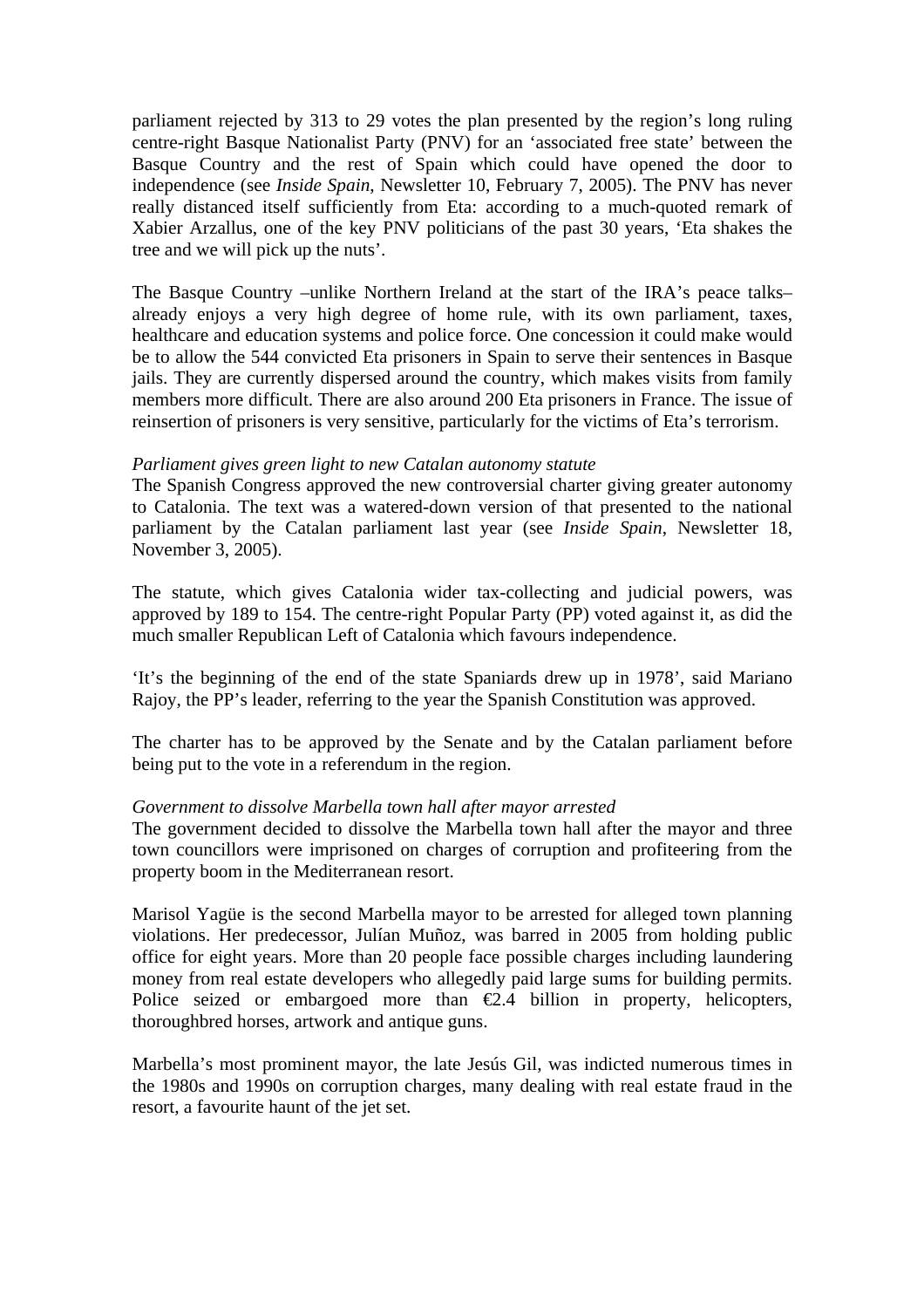parliament rejected by 313 to 29 votes the plan presented by the region's long ruling centre-right Basque Nationalist Party (PNV) for an 'associated free state' between the Basque Country and the rest of Spain which could have opened the door to independence (see *Inside Spain*, Newsletter 10, February 7, 2005). The PNV has never really distanced itself sufficiently from Eta: according to a much-quoted remark of Xabier Arzallus, one of the key PNV politicians of the past 30 years, 'Eta shakes the tree and we will pick up the nuts'.

The Basque Country –unlike Northern Ireland at the start of the IRA's peace talks– already enjoys a very high degree of home rule, with its own parliament, taxes, healthcare and education systems and police force. One concession it could make would be to allow the 544 convicted Eta prisoners in Spain to serve their sentences in Basque jails. They are currently dispersed around the country, which makes visits from family members more difficult. There are also around 200 Eta prisoners in France. The issue of reinsertion of prisoners is very sensitive, particularly for the victims of Eta's terrorism.

*Parliament gives green light to new Catalan autonomy statute*

The Spanish Congress approved the new controversial charter giving greater autonomy to Catalonia. The text was a watered-down version of that presented to the national parliament by the Catalan parliament last year (see *Inside Spain*, Newsletter 18, November 3, 2005).

The statute, which gives Catalonia wider tax-collecting and judicial powers, was approved by 189 to 154. The centre-right Popular Party (PP) voted against it, as did the much smaller Republican Left of Catalonia which favours independence.

'It's the beginning of the end of the state Spaniards drew up in 1978', said Mariano Rajoy, the PP's leader, referring to the year the Spanish Constitution was approved.

The charter has to be approved by the Senate and by the Catalan parliament before being put to the vote in a referendum in the region.

*Government to dissolve Marbella town hall after mayor arrested*

The government decided to dissolve the Marbella town hall after the mayor and three town councillors were imprisoned on charges of corruption and profiteering from the property boom in the Mediterranean resort.

Marisol Yagüe is the second Marbella mayor to be arrested for alleged town planning violations. Her predecessor, Julían Muñoz, was barred in 2005 from holding public office for eight years. More than 20 people face possible charges including laundering money from real estate developers who allegedly paid large sums for building permits. Police seized or embargoed more than €2.4 billion in property, helicopters, thoroughbred horses, artwork and antique guns.

Marbella's most prominent mayor, the late Jesús Gil, was indicted numerous times in the 1980s and 1990s on corruption charges, many dealing with real estate fraud in the resort, a favourite haunt of the jet set.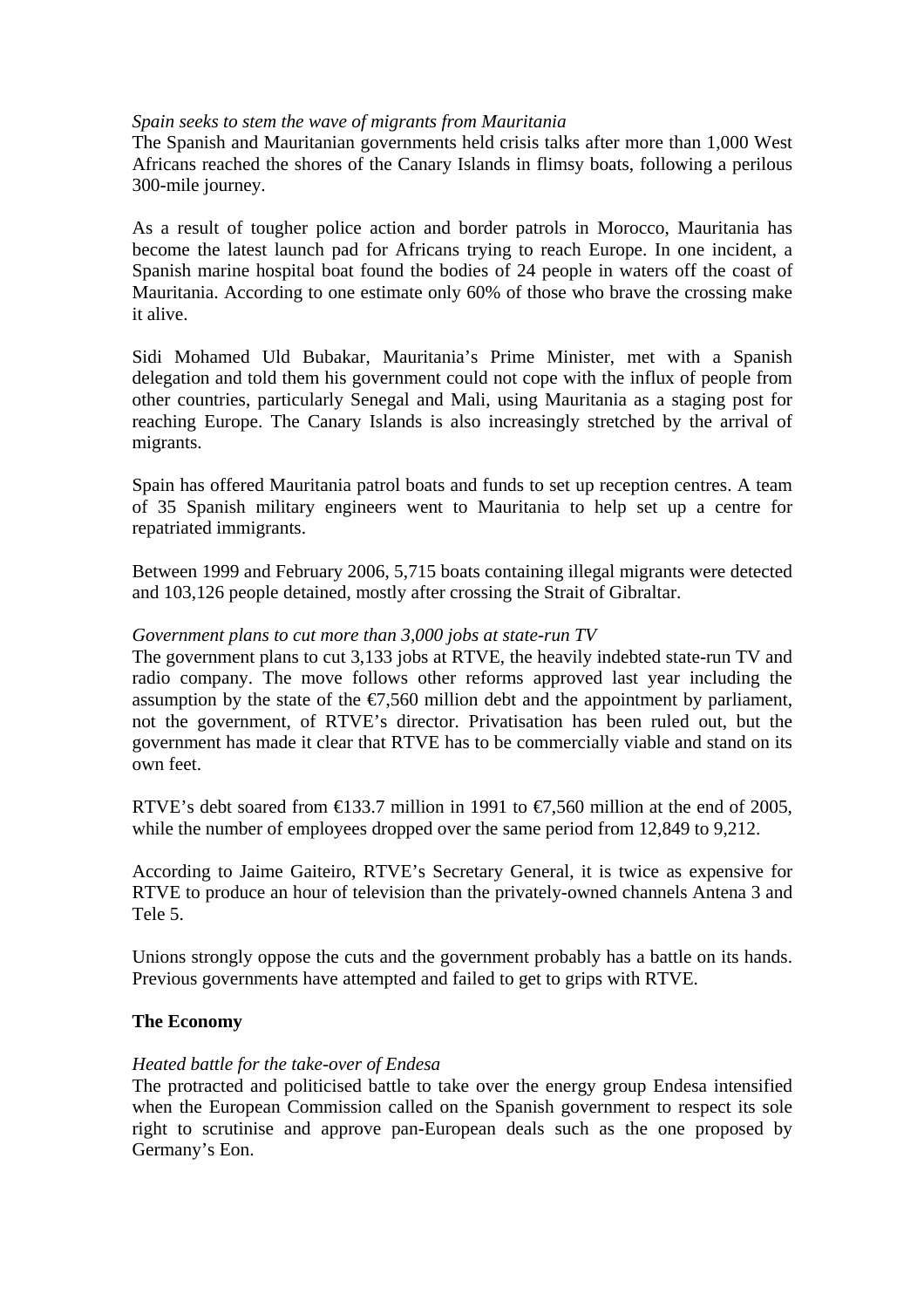*Spain seeks to stem the wave of migrants from Mauritania*
The Spanish and Mauritanian governments held crisis talks after more than 1,000 West Africans reached the shores of the Canary Islands in flimsy boats, following a perilous 300-mile journey.

As a result of tougher police action and border patrols in Morocco, Mauritania has become the latest launch pad for Africans trying to reach Europe. In one incident, a Spanish marine hospital boat found the bodies of 24 people in waters off the coast of Mauritania. According to one estimate only 60% of those who brave the crossing make it alive.

Sidi Mohamed Uld Bubakar, Mauritania's Prime Minister, met with a Spanish delegation and told them his government could not cope with the influx of people from other countries, particularly Senegal and Mali, using Mauritania as a staging post for reaching Europe. The Canary Islands is also increasingly stretched by the arrival of migrants.

Spain has offered Mauritania patrol boats and funds to set up reception centres. A team of 35 Spanish military engineers went to Mauritania to help set up a centre for repatriated immigrants.

Between 1999 and February 2006, 5,715 boats containing illegal migrants were detected and 103,126 people detained, mostly after crossing the Strait of Gibraltar.

*Government plans to cut more than 3,000 jobs at state-run TV*
The government plans to cut 3,133 jobs at RTVE, the heavily indebted state-run TV and radio company. The move follows other reforms approved last year including the assumption by the state of the €7,560 million debt and the appointment by parliament, not the government, of RTVE's director. Privatisation has been ruled out, but the government has made it clear that RTVE has to be commercially viable and stand on its own feet.

RTVE's debt soared from €133.7 million in 1991 to €7,560 million at the end of 2005, while the number of employees dropped over the same period from 12,849 to 9,212.

According to Jaime Gaiteiro, RTVE's Secretary General, it is twice as expensive for RTVE to produce an hour of television than the privately-owned channels Antena 3 and Tele 5.

Unions strongly oppose the cuts and the government probably has a battle on its hands. Previous governments have attempted and failed to get to grips with RTVE.

**The Economy**

*Heated battle for the take-over of Endesa*
The protracted and politicised battle to take over the energy group Endesa intensified when the European Commission called on the Spanish government to respect its sole right to scrutinise and approve pan-European deals such as the one proposed by Germany's Eon.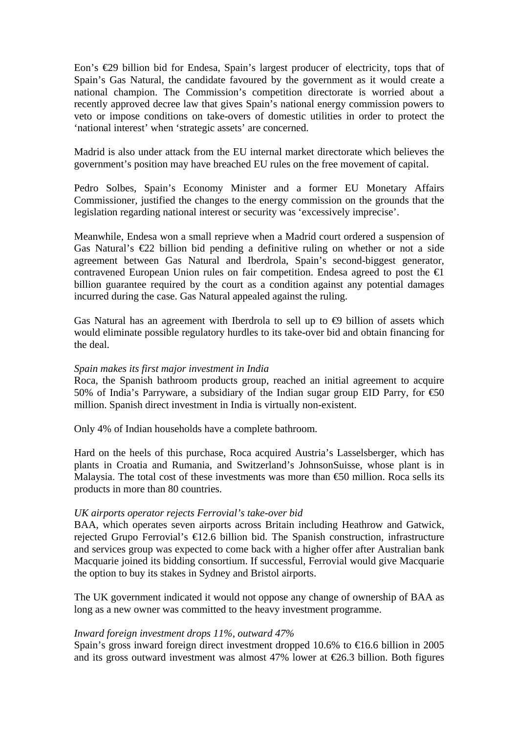Eon’s €29 billion bid for Endesa, Spain’s largest producer of electricity, tops that of Spain’s Gas Natural, the candidate favoured by the government as it would create a national champion. The Commission’s competition directorate is worried about a recently approved decree law that gives Spain’s national energy commission powers to veto or impose conditions on take-overs of domestic utilities in order to protect the ‘national interest’ when ‘strategic assets’ are concerned.

Madrid is also under attack from the EU internal market directorate which believes the government’s position may have breached EU rules on the free movement of capital.

Pedro Solbes, Spain’s Economy Minister and a former EU Monetary Affairs Commissioner, justified the changes to the energy commission on the grounds that the legislation regarding national interest or security was ‘excessively imprecise’.

Meanwhile, Endesa won a small reprieve when a Madrid court ordered a suspension of Gas Natural’s €22 billion bid pending a definitive ruling on whether or not a side agreement between Gas Natural and Iberdrola, Spain’s second-biggest generator, contravened European Union rules on fair competition. Endesa agreed to post the €1 billion guarantee required by the court as a condition against any potential damages incurred during the case. Gas Natural appealed against the ruling.

Gas Natural has an agreement with Iberdrola to sell up to €9 billion of assets which would eliminate possible regulatory hurdles to its take-over bid and obtain financing for the deal.

*Spain makes its first major investment in India*

Roca, the Spanish bathroom products group, reached an initial agreement to acquire 50% of India’s Parryware, a subsidiary of the Indian sugar group EID Parry, for €50 million. Spanish direct investment in India is virtually non-existent.

Only 4% of Indian households have a complete bathroom.

Hard on the heels of this purchase, Roca acquired Austria’s Lasselsberger, which has plants in Croatia and Rumania, and Switzerland’s JohnsonSuisse, whose plant is in Malaysia. The total cost of these investments was more than €50 million. Roca sells its products in more than 80 countries.

*UK airports operator rejects Ferrovial’s take-over bid*

BAA, which operates seven airports across Britain including Heathrow and Gatwick, rejected Grupo Ferrovial’s €12.6 billion bid. The Spanish construction, infrastructure and services group was expected to come back with a higher offer after Australian bank Macquarie joined its bidding consortium. If successful, Ferrovial would give Macquarie the option to buy its stakes in Sydney and Bristol airports.

The UK government indicated it would not oppose any change of ownership of BAA as long as a new owner was committed to the heavy investment programme.

*Inward foreign investment drops 11%, outward 47%*

Spain’s gross inward foreign direct investment dropped 10.6% to €16.6 billion in 2005 and its gross outward investment was almost 47% lower at €26.3 billion. Both figures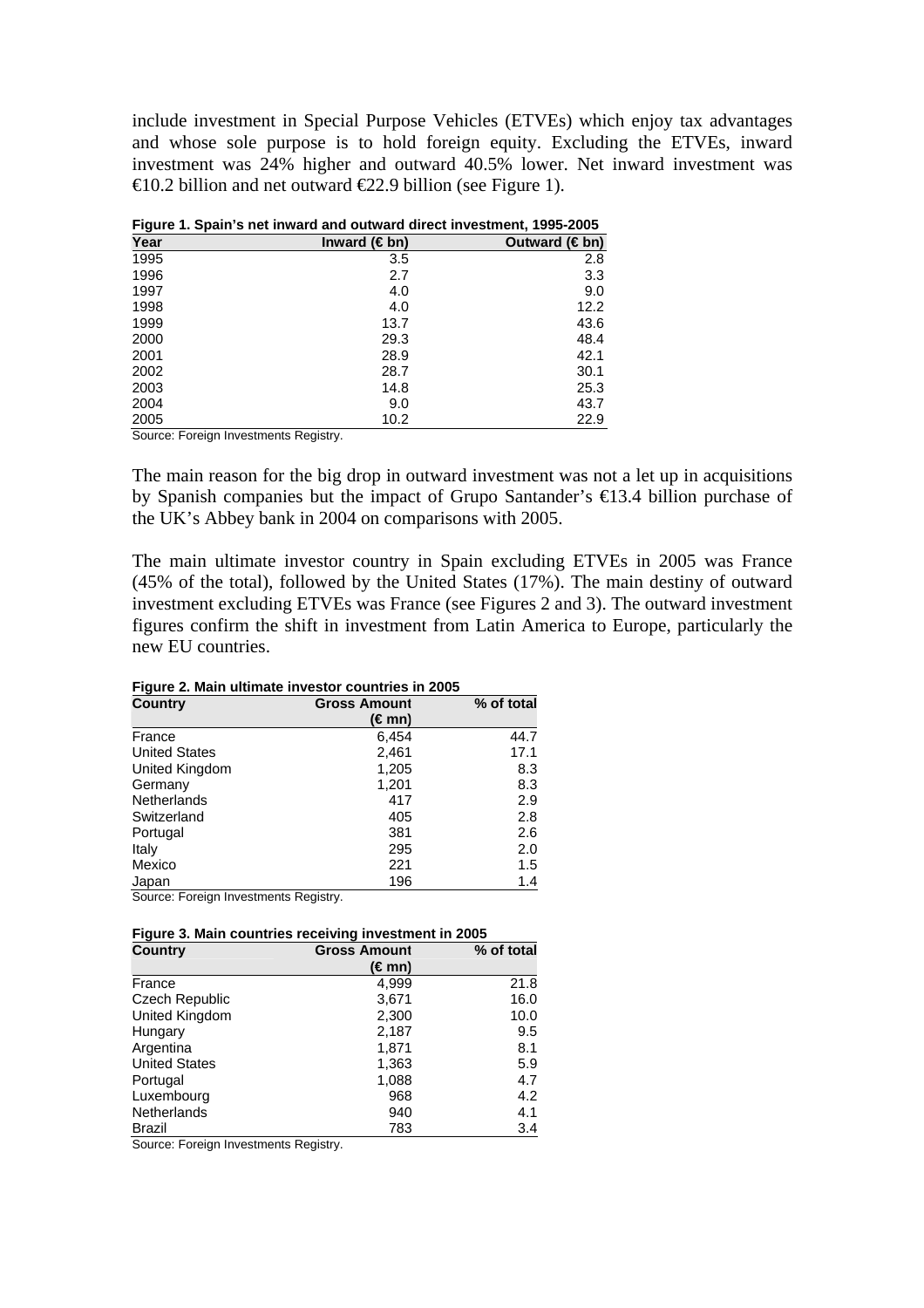include investment in Special Purpose Vehicles (ETVEs) which enjoy tax advantages and whose sole purpose is to hold foreign equity. Excluding the ETVEs, inward investment was 24% higher and outward 40.5% lower. Net inward investment was €10.2 billion and net outward €22.9 billion (see Figure 1).

**Figure 1. Spain's net inward and outward direct investment, 1995-2005**

| Year | Inward (€ bn) | Outward (€ bn) |
|---|---|---|
| 1995 | 3.5 | 2.8 |
| 1996 | 2.7 | 3.3 |
| 1997 | 4.0 | 9.0 |
| 1998 | 4.0 | 12.2 |
| 1999 | 13.7 | 43.6 |
| 2000 | 29.3 | 48.4 |
| 2001 | 28.9 | 42.1 |
| 2002 | 28.7 | 30.1 |
| 2003 | 14.8 | 25.3 |
| 2004 | 9.0 | 43.7 |
| 2005 | 10.2 | 22.9 |

Source: Foreign Investments Registry.

The main reason for the big drop in outward investment was not a let up in acquisitions by Spanish companies but the impact of Grupo Santander's €13.4 billion purchase of the UK's Abbey bank in 2004 on comparisons with 2005.

The main ultimate investor country in Spain excluding ETVEs in 2005 was France (45% of the total), followed by the United States (17%). The main destiny of outward investment excluding ETVEs was France (see Figures 2 and 3). The outward investment figures confirm the shift in investment from Latin America to Europe, particularly the new EU countries.

**Figure 2. Main ultimate investor countries in 2005**

| Country | Gross Amount (€ mn) | % of total |
|---|---|---|
| France | 6,454 | 44.7 |
| United States | 2,461 | 17.1 |
| United Kingdom | 1,205 | 8.3 |
| Germany | 1,201 | 8.3 |
| Netherlands | 417 | 2.9 |
| Switzerland | 405 | 2.8 |
| Portugal | 381 | 2.6 |
| Italy | 295 | 2.0 |
| Mexico | 221 | 1.5 |
| Japan | 196 | 1.4 |

Source: Foreign Investments Registry.

**Figure 3. Main countries receiving investment in 2005**

| Country | Gross Amount (€ mn) | % of total |
|---|---|---|
| France | 4,999 | 21.8 |
| Czech Republic | 3,671 | 16.0 |
| United Kingdom | 2,300 | 10.0 |
| Hungary | 2,187 | 9.5 |
| Argentina | 1,871 | 8.1 |
| United States | 1,363 | 5.9 |
| Portugal | 1,088 | 4.7 |
| Luxembourg | 968 | 4.2 |
| Netherlands | 940 | 4.1 |
| Brazil | 783 | 3.4 |

Source: Foreign Investments Registry.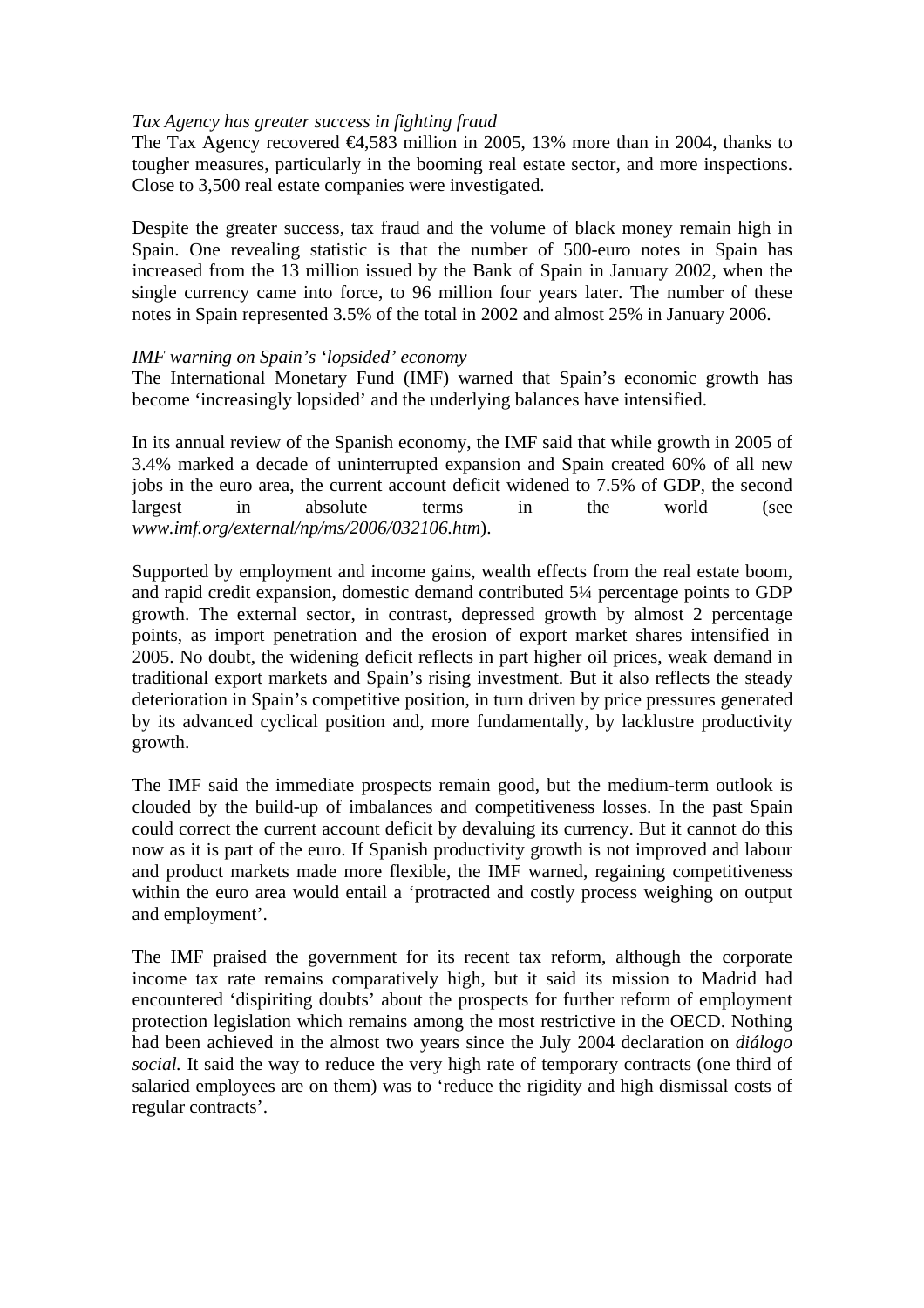*Tax Agency has greater success in fighting fraud*

The Tax Agency recovered €4,583 million in 2005, 13% more than in 2004, thanks to tougher measures, particularly in the booming real estate sector, and more inspections. Close to 3,500 real estate companies were investigated.

Despite the greater success, tax fraud and the volume of black money remain high in Spain. One revealing statistic is that the number of 500-euro notes in Spain has increased from the 13 million issued by the Bank of Spain in January 2002, when the single currency came into force, to 96 million four years later. The number of these notes in Spain represented 3.5% of the total in 2002 and almost 25% in January 2006.

*IMF warning on Spain's 'lopsided' economy*

The International Monetary Fund (IMF) warned that Spain's economic growth has become 'increasingly lopsided' and the underlying balances have intensified.

In its annual review of the Spanish economy, the IMF said that while growth in 2005 of 3.4% marked a decade of uninterrupted expansion and Spain created 60% of all new jobs in the euro area, the current account deficit widened to 7.5% of GDP, the second largest in absolute terms in the world (see *www.imf.org/external/np/ms/2006/032106.htm*).

Supported by employment and income gains, wealth effects from the real estate boom, and rapid credit expansion, domestic demand contributed 5¼ percentage points to GDP growth. The external sector, in contrast, depressed growth by almost 2 percentage points, as import penetration and the erosion of export market shares intensified in 2005. No doubt, the widening deficit reflects in part higher oil prices, weak demand in traditional export markets and Spain's rising investment. But it also reflects the steady deterioration in Spain's competitive position, in turn driven by price pressures generated by its advanced cyclical position and, more fundamentally, by lacklustre productivity growth.

The IMF said the immediate prospects remain good, but the medium-term outlook is clouded by the build-up of imbalances and competitiveness losses. In the past Spain could correct the current account deficit by devaluing its currency. But it cannot do this now as it is part of the euro. If Spanish productivity growth is not improved and labour and product markets made more flexible, the IMF warned, regaining competitiveness within the euro area would entail a 'protracted and costly process weighing on output and employment'.

The IMF praised the government for its recent tax reform, although the corporate income tax rate remains comparatively high, but it said its mission to Madrid had encountered 'dispiriting doubts' about the prospects for further reform of employment protection legislation which remains among the most restrictive in the OECD. Nothing had been achieved in the almost two years since the July 2004 declaration on *diálogo social.* It said the way to reduce the very high rate of temporary contracts (one third of salaried employees are on them) was to 'reduce the rigidity and high dismissal costs of regular contracts'.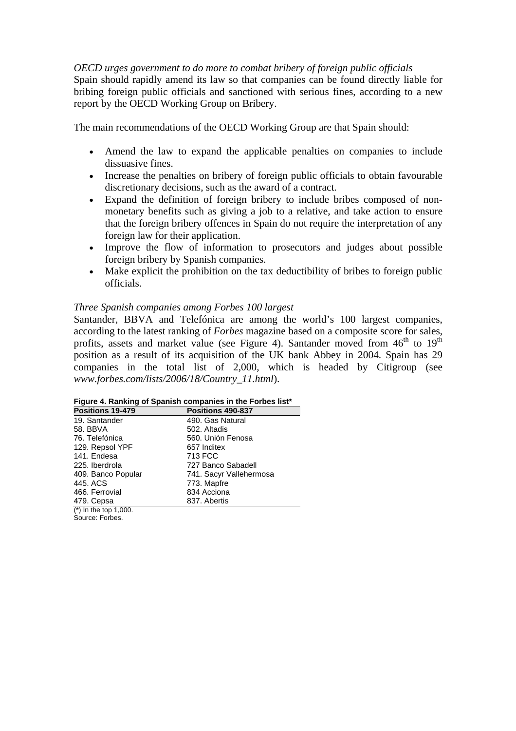*OECD urges government to do more to combat bribery of foreign public officials*

Spain should rapidly amend its law so that companies can be found directly liable for bribing foreign public officials and sanctioned with serious fines, according to a new report by the OECD Working Group on Bribery.

The main recommendations of the OECD Working Group are that Spain should:

- Amend the law to expand the applicable penalties on companies to include dissuasive fines.
- Increase the penalties on bribery of foreign public officials to obtain favourable discretionary decisions, such as the award of a contract.
- Expand the definition of foreign bribery to include bribes composed of non-monetary benefits such as giving a job to a relative, and take action to ensure that the foreign bribery offences in Spain do not require the interpretation of any foreign law for their application.
- Improve the flow of information to prosecutors and judges about possible foreign bribery by Spanish companies.
- Make explicit the prohibition on the tax deductibility of bribes to foreign public officials.

*Three Spanish companies among Forbes 100 largest*

Santander, BBVA and Telefónica are among the world's 100 largest companies, according to the latest ranking of *Forbes* magazine based on a composite score for sales, profits, assets and market value (see Figure 4). Santander moved from 46th to 19th position as a result of its acquisition of the UK bank Abbey in 2004. Spain has 29 companies in the total list of 2,000, which is headed by Citigroup (see *www.forbes.com/lists/2006/18/Country_11.html*).

**Figure 4. Ranking of Spanish companies in the Forbes list***

| Positions 19-479 | Positions 490-837 |
|---|---|
| 19. Santander | 490. Gas Natural |
| 58. BBVA | 502. Altadis |
| 76. Telefónica | 560. Unión Fenosa |
| 129. Repsol YPF | 657 Inditex |
| 141. Endesa | 713 FCC |
| 225. Iberdrola | 727 Banco Sabadell |
| 409. Banco Popular | 741. Sacyr Vallehermosa |
| 445. ACS | 773. Mapfre |
| 466. Ferrovial | 834 Acciona |
| 479. Cepsa | 837. Abertis |

(*) In the top 1,000.
Source: Forbes.